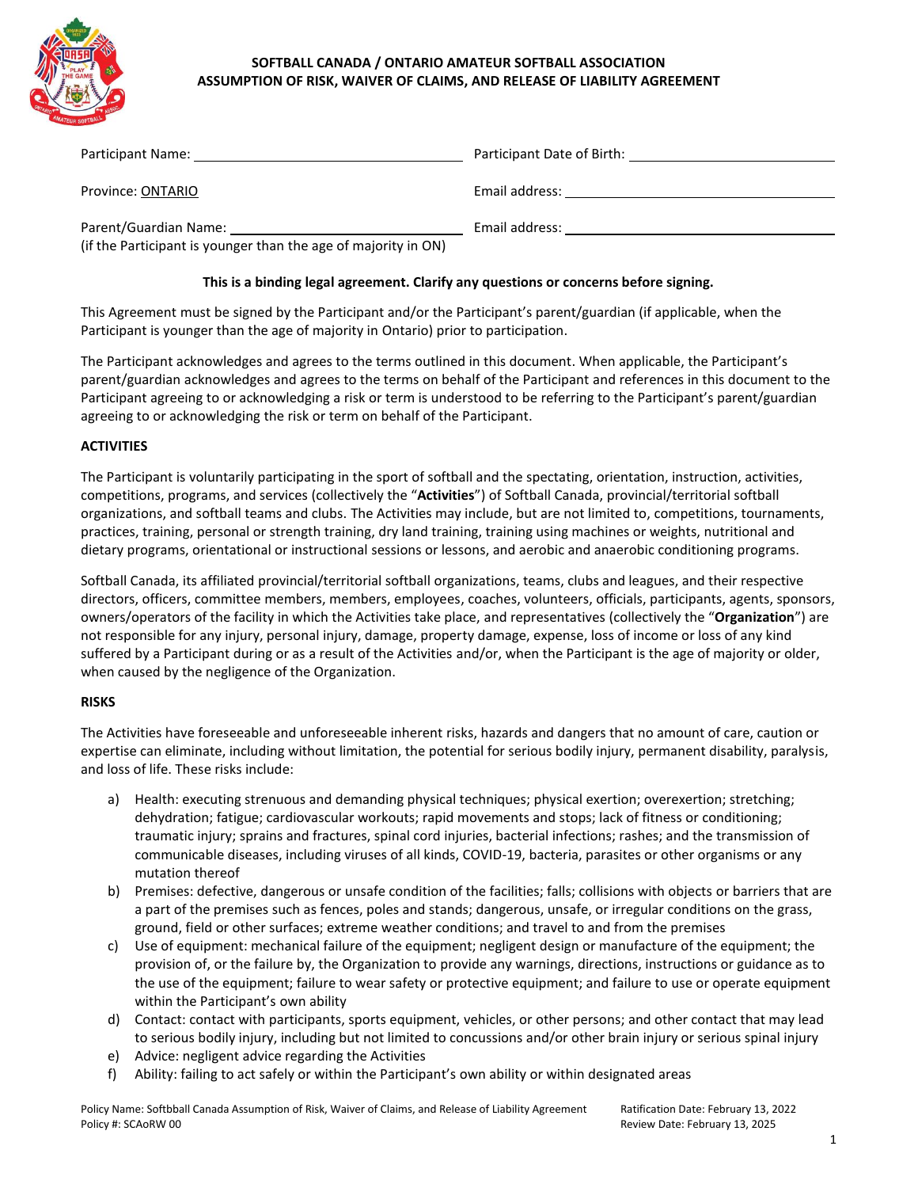# SOFTBALL CANADA / ONTARIO AMATEUR SOFTBALL ASSOCIATION
## ASSUMPTION OF RISK, WAIVER OF CLAIMS, AND RELEASE OF LIABILITY AGREEMENT

Participant Name: ______________________________ Participant Date of Birth: ______________________

Province: ONTARIO Email address: ______________________________

Parent/Guardian Name: ______________________________ Email address: ______________________________
(if the Participant is younger than the age of majority in ON)

**This is a binding legal agreement. Clarify any questions or concerns before signing.**

This Agreement must be signed by the Participant and/or the Participant's parent/guardian (if applicable, when the Participant is younger than the age of majority in Ontario) prior to participation.

The Participant acknowledges and agrees to the terms outlined in this document. When applicable, the Participant's parent/guardian acknowledges and agrees to the terms on behalf of the Participant and references in this document to the Participant agreeing to or acknowledging a risk or term is understood to be referring to the Participant's parent/guardian agreeing to or acknowledging the risk or term on behalf of the Participant.

**ACTIVITIES**

The Participant is voluntarily participating in the sport of softball and the spectating, orientation, instruction, activities, competitions, programs, and services (collectively the "**Activities**") of Softball Canada, provincial/territorial softball organizations, and softball teams and clubs. The Activities may include, but are not limited to, competitions, tournaments, practices, training, personal or strength training, dry land training, training using machines or weights, nutritional and dietary programs, orientational or instructional sessions or lessons, and aerobic and anaerobic conditioning programs.

Softball Canada, its affiliated provincial/territorial softball organizations, teams, clubs and leagues, and their respective directors, officers, committee members, members, employees, coaches, volunteers, officials, participants, agents, sponsors, owners/operators of the facility in which the Activities take place, and representatives (collectively the "**Organization**") are not responsible for any injury, personal injury, damage, property damage, expense, loss of income or loss of any kind suffered by a Participant during or as a result of the Activities and/or, when the Participant is the age of majority or older, when caused by the negligence of the Organization.

**RISKS**

The Activities have foreseeable and unforeseeable inherent risks, hazards and dangers that no amount of care, caution or expertise can eliminate, including without limitation, the potential for serious bodily injury, permanent disability, paralysis, and loss of life. These risks include:

a) Health: executing strenuous and demanding physical techniques; physical exertion; overexertion; stretching; dehydration; fatigue; cardiovascular workouts; rapid movements and stops; lack of fitness or conditioning; traumatic injury; sprains and fractures, spinal cord injuries, bacterial infections; rashes; and the transmission of communicable diseases, including viruses of all kinds, COVID-19, bacteria, parasites or other organisms or any mutation thereof
b) Premises: defective, dangerous or unsafe condition of the facilities; falls; collisions with objects or barriers that are a part of the premises such as fences, poles and stands; dangerous, unsafe, or irregular conditions on the grass, ground, field or other surfaces; extreme weather conditions; and travel to and from the premises
c) Use of equipment: mechanical failure of the equipment; negligent design or manufacture of the equipment; the provision of, or the failure by, the Organization to provide any warnings, directions, instructions or guidance as to the use of the equipment; failure to wear safety or protective equipment; and failure to use or operate equipment within the Participant's own ability
d) Contact: contact with participants, sports equipment, vehicles, or other persons; and other contact that may lead to serious bodily injury, including but not limited to concussions and/or other brain injury or serious spinal injury
e) Advice: negligent advice regarding the Activities
f) Ability: failing to act safely or within the Participant's own ability or within designated areas

Policy Name: Softbball Canada Assumption of Risk, Waiver of Claims, and Release of Liability Agreement
Policy #: SCAoRW 00
Ratification Date: February 13, 2022
Review Date: February 13, 2025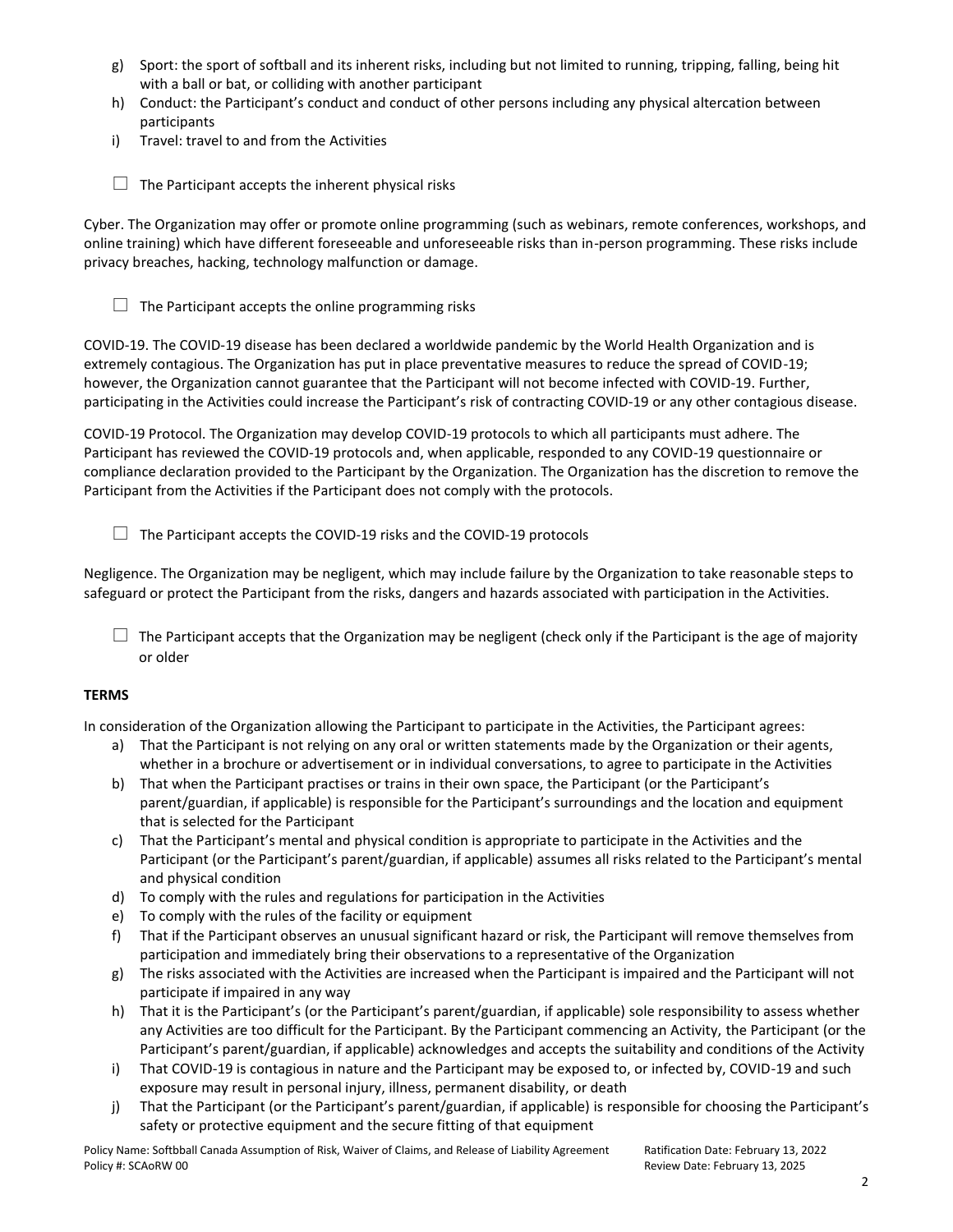g) Sport: the sport of softball and its inherent risks, including but not limited to running, tripping, falling, being hit with a ball or bat, or colliding with another participant
h) Conduct: the Participant's conduct and conduct of other persons including any physical altercation between participants
i) Travel: travel to and from the Activities

☐ The Participant accepts the inherent physical risks

Cyber. The Organization may offer or promote online programming (such as webinars, remote conferences, workshops, and online training) which have different foreseeable and unforeseeable risks than in-person programming. These risks include privacy breaches, hacking, technology malfunction or damage.

☐ The Participant accepts the online programming risks

COVID-19. The COVID-19 disease has been declared a worldwide pandemic by the World Health Organization and is extremely contagious. The Organization has put in place preventative measures to reduce the spread of COVID-19; however, the Organization cannot guarantee that the Participant will not become infected with COVID-19. Further, participating in the Activities could increase the Participant's risk of contracting COVID-19 or any other contagious disease.

COVID-19 Protocol. The Organization may develop COVID-19 protocols to which all participants must adhere. The Participant has reviewed the COVID-19 protocols and, when applicable, responded to any COVID-19 questionnaire or compliance declaration provided to the Participant by the Organization. The Organization has the discretion to remove the Participant from the Activities if the Participant does not comply with the protocols.

☐ The Participant accepts the COVID-19 risks and the COVID-19 protocols

Negligence. The Organization may be negligent, which may include failure by the Organization to take reasonable steps to safeguard or protect the Participant from the risks, dangers and hazards associated with participation in the Activities.

☐ The Participant accepts that the Organization may be negligent (check only if the Participant is the age of majority or older

**TERMS**

In consideration of the Organization allowing the Participant to participate in the Activities, the Participant agrees:

a) That the Participant is not relying on any oral or written statements made by the Organization or their agents, whether in a brochure or advertisement or in individual conversations, to agree to participate in the Activities
b) That when the Participant practises or trains in their own space, the Participant (or the Participant's parent/guardian, if applicable) is responsible for the Participant's surroundings and the location and equipment that is selected for the Participant
c) That the Participant's mental and physical condition is appropriate to participate in the Activities and the Participant (or the Participant's parent/guardian, if applicable) assumes all risks related to the Participant's mental and physical condition
d) To comply with the rules and regulations for participation in the Activities
e) To comply with the rules of the facility or equipment
f) That if the Participant observes an unusual significant hazard or risk, the Participant will remove themselves from participation and immediately bring their observations to a representative of the Organization
g) The risks associated with the Activities are increased when the Participant is impaired and the Participant will not participate if impaired in any way
h) That it is the Participant's (or the Participant's parent/guardian, if applicable) sole responsibility to assess whether any Activities are too difficult for the Participant. By the Participant commencing an Activity, the Participant (or the Participant's parent/guardian, if applicable) acknowledges and accepts the suitability and conditions of the Activity
i) That COVID-19 is contagious in nature and the Participant may be exposed to, or infected by, COVID-19 and such exposure may result in personal injury, illness, permanent disability, or death
j) That the Participant (or the Participant's parent/guardian, if applicable) is responsible for choosing the Participant's safety or protective equipment and the secure fitting of that equipment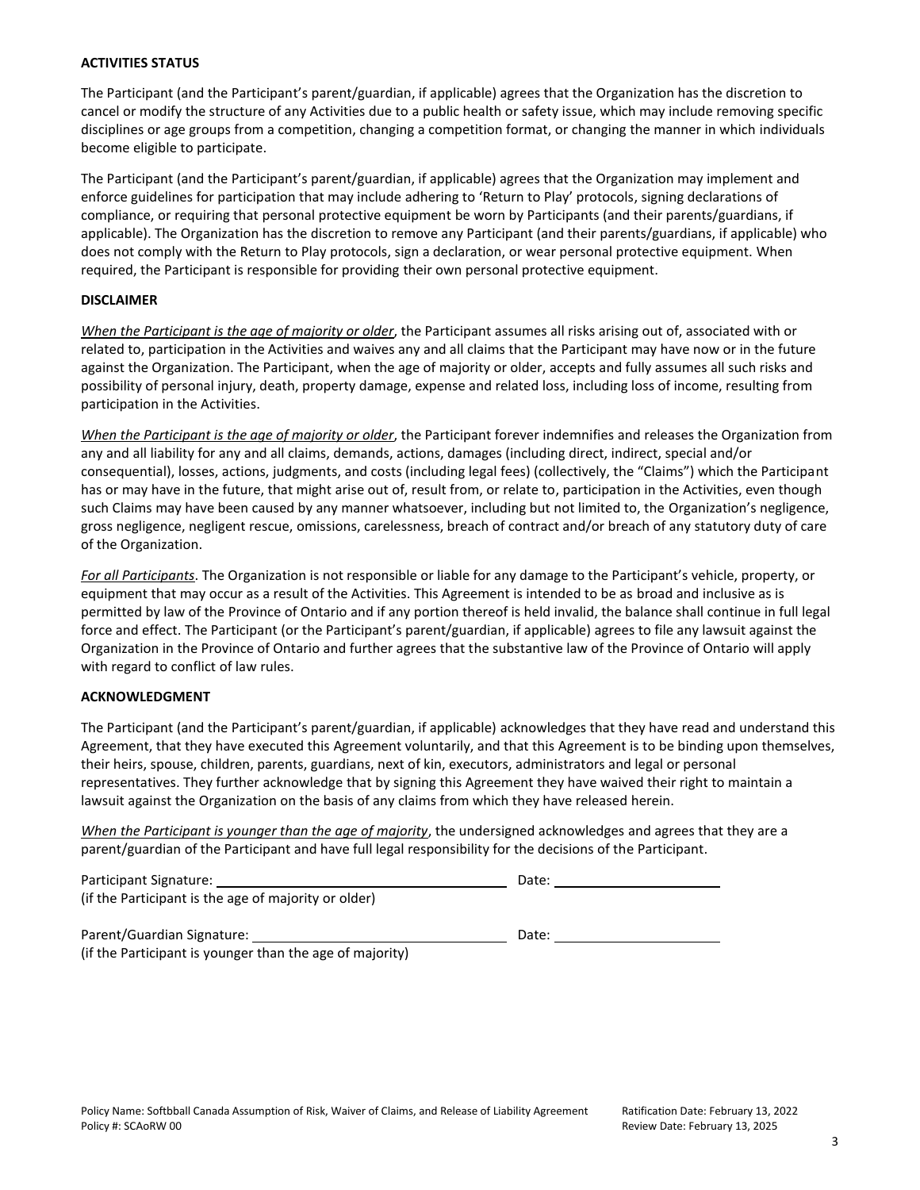**ACTIVITIES STATUS**

The Participant (and the Participant's parent/guardian, if applicable) agrees that the Organization has the discretion to cancel or modify the structure of any Activities due to a public health or safety issue, which may include removing specific disciplines or age groups from a competition, changing a competition format, or changing the manner in which individuals become eligible to participate.

The Participant (and the Participant's parent/guardian, if applicable) agrees that the Organization may implement and enforce guidelines for participation that may include adhering to 'Return to Play' protocols, signing declarations of compliance, or requiring that personal protective equipment be worn by Participants (and their parents/guardians, if applicable). The Organization has the discretion to remove any Participant (and their parents/guardians, if applicable) who does not comply with the Return to Play protocols, sign a declaration, or wear personal protective equipment. When required, the Participant is responsible for providing their own personal protective equipment.

**DISCLAIMER**

*When the Participant is the age of majority or older*, the Participant assumes all risks arising out of, associated with or related to, participation in the Activities and waives any and all claims that the Participant may have now or in the future against the Organization. The Participant, when the age of majority or older, accepts and fully assumes all such risks and possibility of personal injury, death, property damage, expense and related loss, including loss of income, resulting from participation in the Activities.

*When the Participant is the age of majority or older*, the Participant forever indemnifies and releases the Organization from any and all liability for any and all claims, demands, actions, damages (including direct, indirect, special and/or consequential), losses, actions, judgments, and costs (including legal fees) (collectively, the "Claims") which the Participant has or may have in the future, that might arise out of, result from, or relate to, participation in the Activities, even though such Claims may have been caused by any manner whatsoever, including but not limited to, the Organization's negligence, gross negligence, negligent rescue, omissions, carelessness, breach of contract and/or breach of any statutory duty of care of the Organization.

*For all Participants*. The Organization is not responsible or liable for any damage to the Participant's vehicle, property, or equipment that may occur as a result of the Activities. This Agreement is intended to be as broad and inclusive as is permitted by law of the Province of Ontario and if any portion thereof is held invalid, the balance shall continue in full legal force and effect. The Participant (or the Participant's parent/guardian, if applicable) agrees to file any lawsuit against the Organization in the Province of Ontario and further agrees that the substantive law of the Province of Ontario will apply with regard to conflict of law rules.

**ACKNOWLEDGMENT**

The Participant (and the Participant's parent/guardian, if applicable) acknowledges that they have read and understand this Agreement, that they have executed this Agreement voluntarily, and that this Agreement is to be binding upon themselves, their heirs, spouse, children, parents, guardians, next of kin, executors, administrators and legal or personal representatives. They further acknowledge that by signing this Agreement they have waived their right to maintain a lawsuit against the Organization on the basis of any claims from which they have released herein.

*When the Participant is younger than the age of majority*, the undersigned acknowledges and agrees that they are a parent/guardian of the Participant and have full legal responsibility for the decisions of the Participant.

Participant Signature: ______________________________ Date: ____________________
(if the Participant is the age of majority or older)

Parent/Guardian Signature: ______________________________ Date: ____________________
(if the Participant is younger than the age of majority)